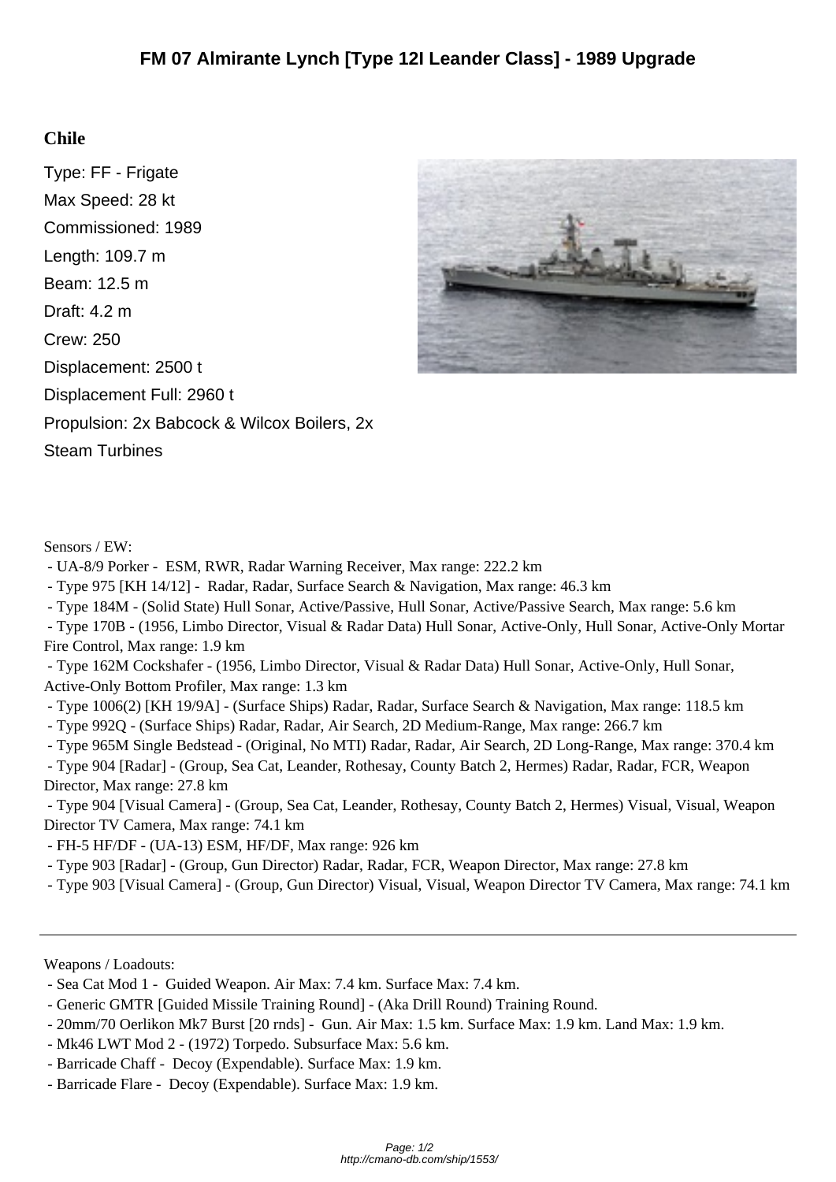# FM 07 Almirante Lynch [Type 12I Leander Class] - 1989 Upgrade

## Chile

Type: FF - Frigate
Max Speed: 28 kt
Commissioned: 1989
Length: 109.7 m
Beam: 12.5 m
Draft: 4.2 m
Crew: 250
Displacement: 2500 t
Displacement Full: 2960 t
Propulsion: 2x Babcock & Wilcox Boilers, 2x Steam Turbines

Sensors / EW:

- UA-8/9 Porker - ESM, RWR, Radar Warning Receiver, Max range: 222.2 km
- Type 975 [KH 14/12] - Radar, Radar, Surface Search & Navigation, Max range: 46.3 km
- Type 184M - (Solid State) Hull Sonar, Active/Passive, Hull Sonar, Active/Passive Search, Max range: 5.6 km
- Type 170B - (1956, Limbo Director, Visual & Radar Data) Hull Sonar, Active-Only, Hull Sonar, Active-Only Mortar Fire Control, Max range: 1.9 km
- Type 162M Cockshafer - (1956, Limbo Director, Visual & Radar Data) Hull Sonar, Active-Only, Hull Sonar, Active-Only Bottom Profiler, Max range: 1.3 km
- Type 1006(2) [KH 19/9A] - (Surface Ships) Radar, Radar, Surface Search & Navigation, Max range: 118.5 km
- Type 992Q - (Surface Ships) Radar, Radar, Air Search, 2D Medium-Range, Max range: 266.7 km
- Type 965M Single Bedstead - (Original, No MTI) Radar, Radar, Air Search, 2D Long-Range, Max range: 370.4 km
- Type 904 [Radar] - (Group, Sea Cat, Leander, Rothesay, County Batch 2, Hermes) Radar, Radar, FCR, Weapon Director, Max range: 27.8 km
- Type 904 [Visual Camera] - (Group, Sea Cat, Leander, Rothesay, County Batch 2, Hermes) Visual, Visual, Weapon Director TV Camera, Max range: 74.1 km
- FH-5 HF/DF - (UA-13) ESM, HF/DF, Max range: 926 km
- Type 903 [Radar] - (Group, Gun Director) Radar, Radar, FCR, Weapon Director, Max range: 27.8 km
- Type 903 [Visual Camera] - (Group, Gun Director) Visual, Visual, Weapon Director TV Camera, Max range: 74.1 km

---

Weapons / Loadouts:

- Sea Cat Mod 1 - Guided Weapon. Air Max: 7.4 km. Surface Max: 7.4 km.
- Generic GMTR [Guided Missile Training Round] - (Aka Drill Round) Training Round.
- 20mm/70 Oerlikon Mk7 Burst [20 rnds] - Gun. Air Max: 1.5 km. Surface Max: 1.9 km. Land Max: 1.9 km.
- Mk46 LWT Mod 2 - (1972) Torpedo. Subsurface Max: 5.6 km.
- Barricade Chaff - Decoy (Expendable). Surface Max: 1.9 km.
- Barricade Flare - Decoy (Expendable). Surface Max: 1.9 km.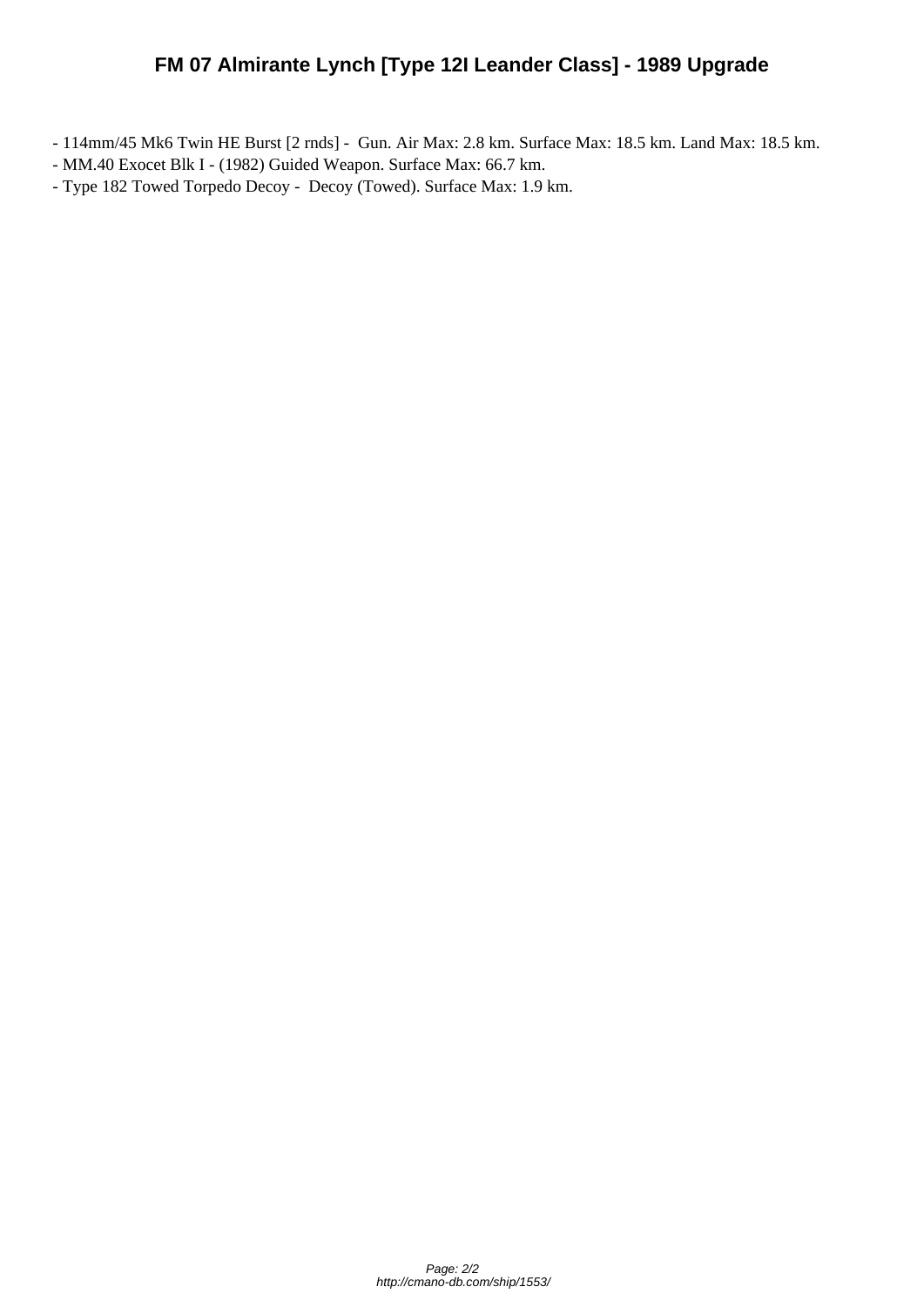- 114mm/45 Mk6 Twin HE Burst [2 rnds] - Gun. Air Max: 2.8 km. Surface Max: 18.5 km. Land Max: 18.5 km.
- MM.40 Exocet Blk I - (1982) Guided Weapon. Surface Max: 66.7 km.
- Type 182 Towed Torpedo Decoy - Decoy (Towed). Surface Max: 1.9 km.